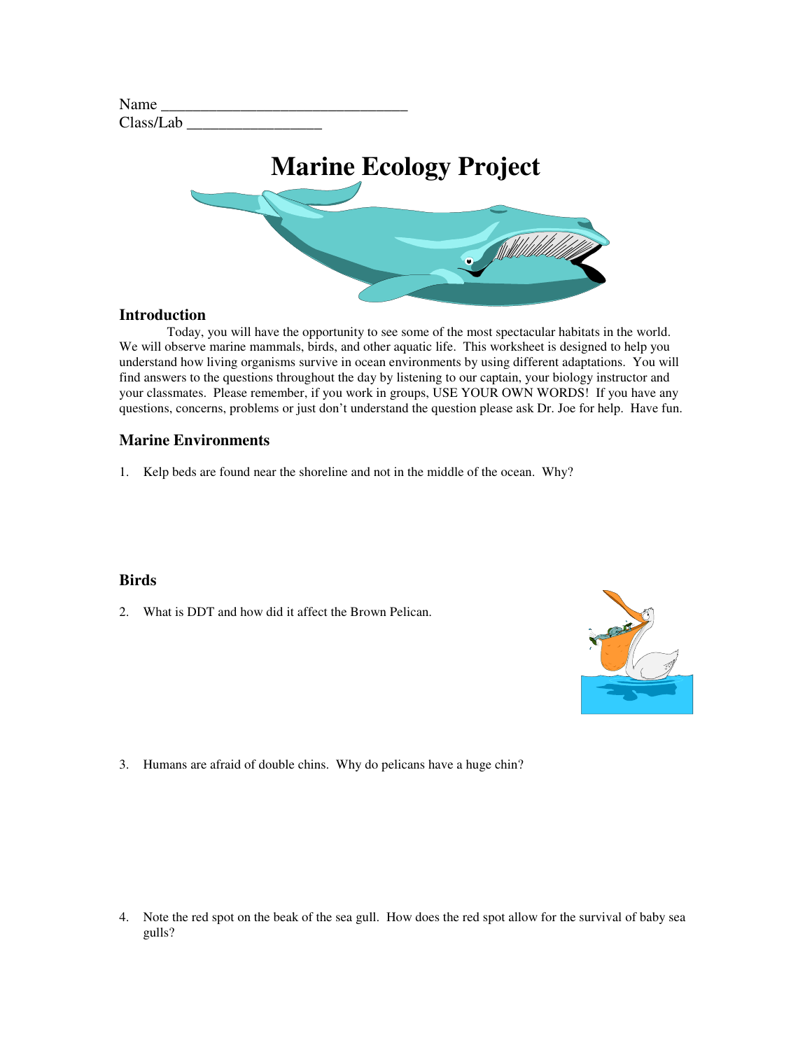Name ________________________________
Class/Lab _________________

# Marine Ecology Project

### Introduction

Today, you will have the opportunity to see some of the most spectacular habitats in the world. We will observe marine mammals, birds, and other aquatic life. This worksheet is designed to help you understand how living organisms survive in ocean environments by using different adaptations. You will find answers to the questions throughout the day by listening to our captain, your biology instructor and your classmates. Please remember, if you work in groups, USE YOUR OWN WORDS! If you have any questions, concerns, problems or just don't understand the question please ask Dr. Joe for help. Have fun.

### Marine Environments

1. Kelp beds are found near the shoreline and not in the middle of the ocean. Why?

### Birds

2. What is DDT and how did it affect the Brown Pelican.

3. Humans are afraid of double chins. Why do pelicans have a huge chin?

4. Note the red spot on the beak of the sea gull. How does the red spot allow for the survival of baby sea gulls?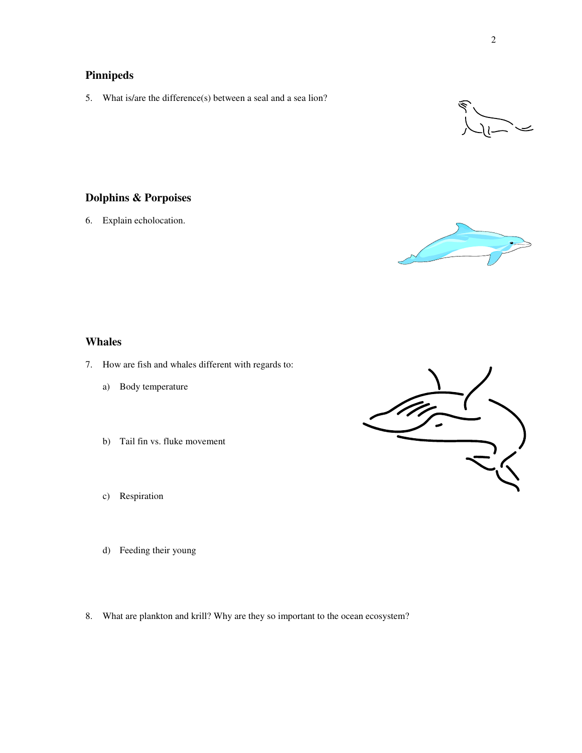## Pinnipeds

5. What is/are the difference(s) between a seal and a sea lion?

## Dolphins & Porpoises

6. Explain echolocation.

## Whales

7. How are fish and whales different with regards to:

   a) Body temperature

   b) Tail fin vs. fluke movement

   c) Respiration

   d) Feeding their young

8. What are plankton and krill? Why are they so important to the ocean ecosystem?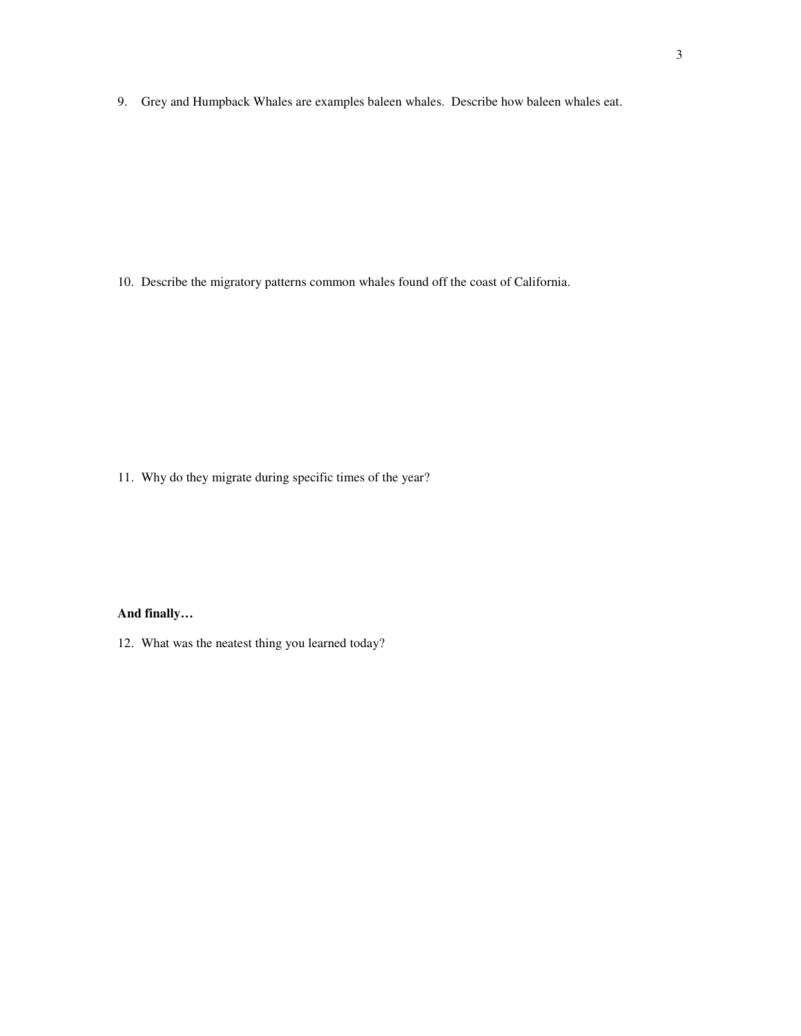9. Grey and Humpback Whales are examples baleen whales. Describe how baleen whales eat.

10. Describe the migratory patterns common whales found off the coast of California.

11. Why do they migrate during specific times of the year?

**And finally…**

12. What was the neatest thing you learned today?